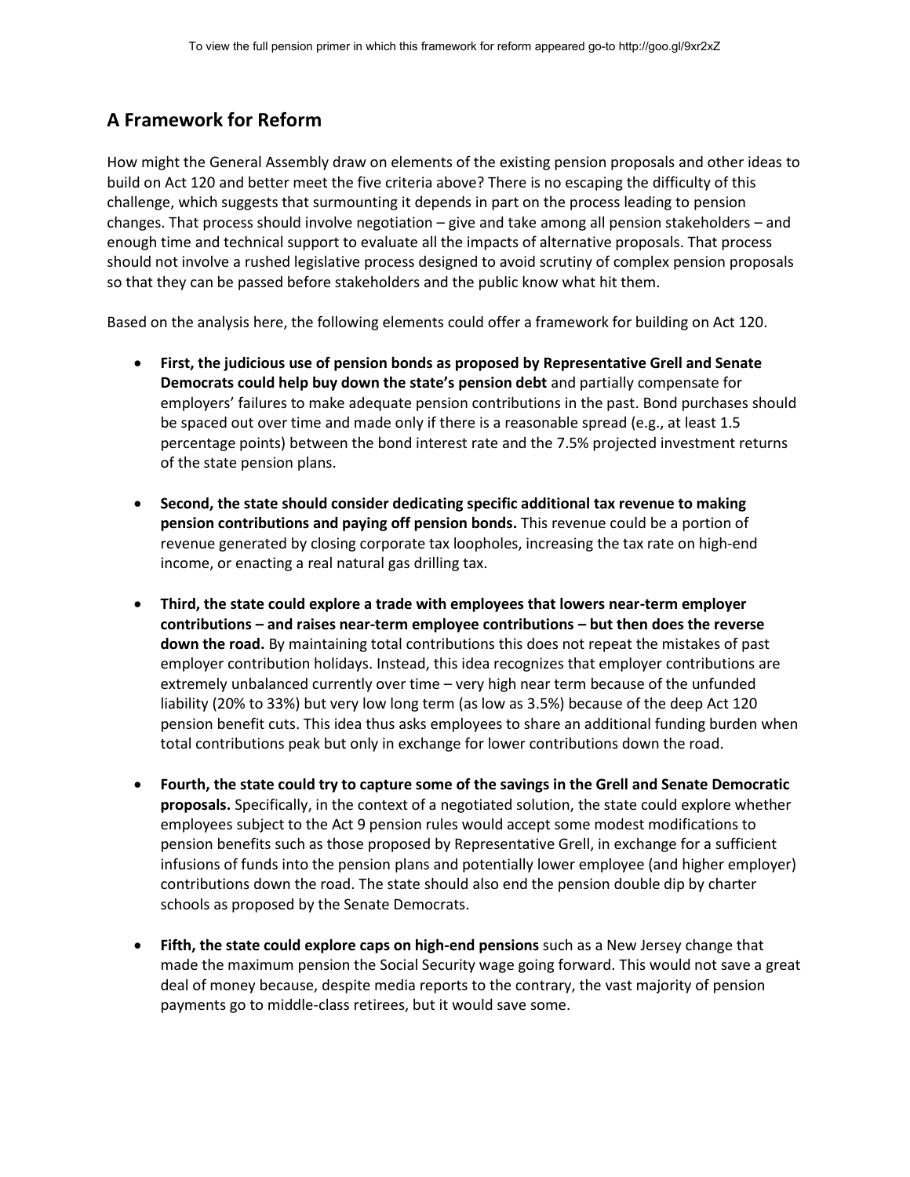To view the full pension primer in which this framework for reform appeared go-to http://goo.gl/9xr2xZ

## A Framework for Reform

How might the General Assembly draw on elements of the existing pension proposals and other ideas to build on Act 120 and better meet the five criteria above? There is no escaping the difficulty of this challenge, which suggests that surmounting it depends in part on the process leading to pension changes. That process should involve negotiation – give and take among all pension stakeholders – and enough time and technical support to evaluate all the impacts of alternative proposals. That process should not involve a rushed legislative process designed to avoid scrutiny of complex pension proposals so that they can be passed before stakeholders and the public know what hit them.

Based on the analysis here, the following elements could offer a framework for building on Act 120.

- **First, the judicious use of pension bonds as proposed by Representative Grell and Senate Democrats could help buy down the state's pension debt** and partially compensate for employers' failures to make adequate pension contributions in the past. Bond purchases should be spaced out over time and made only if there is a reasonable spread (e.g., at least 1.5 percentage points) between the bond interest rate and the 7.5% projected investment returns of the state pension plans.

- **Second, the state should consider dedicating specific additional tax revenue to making pension contributions and paying off pension bonds.** This revenue could be a portion of revenue generated by closing corporate tax loopholes, increasing the tax rate on high-end income, or enacting a real natural gas drilling tax.

- **Third, the state could explore a trade with employees that lowers near-term employer contributions – and raises near-term employee contributions – but then does the reverse down the road.** By maintaining total contributions this does not repeat the mistakes of past employer contribution holidays. Instead, this idea recognizes that employer contributions are extremely unbalanced currently over time – very high near term because of the unfunded liability (20% to 33%) but very low long term (as low as 3.5%) because of the deep Act 120 pension benefit cuts. This idea thus asks employees to share an additional funding burden when total contributions peak but only in exchange for lower contributions down the road.

- **Fourth, the state could try to capture some of the savings in the Grell and Senate Democratic proposals.** Specifically, in the context of a negotiated solution, the state could explore whether employees subject to the Act 9 pension rules would accept some modest modifications to pension benefits such as those proposed by Representative Grell, in exchange for a sufficient infusions of funds into the pension plans and potentially lower employee (and higher employer) contributions down the road. The state should also end the pension double dip by charter schools as proposed by the Senate Democrats.

- **Fifth, the state could explore caps on high-end pensions** such as a New Jersey change that made the maximum pension the Social Security wage going forward. This would not save a great deal of money because, despite media reports to the contrary, the vast majority of pension payments go to middle-class retirees, but it would save some.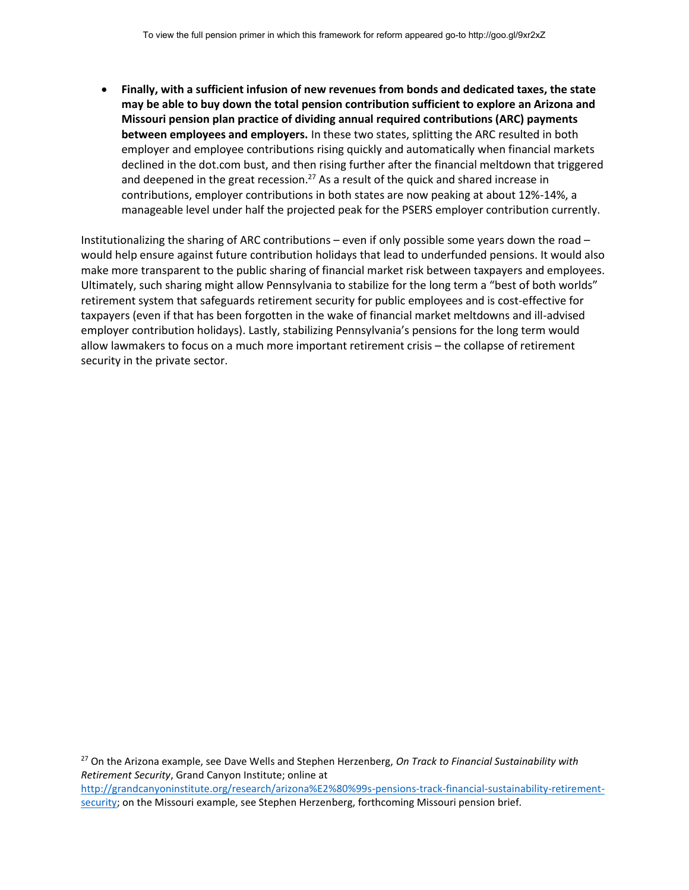- **Finally, with a sufficient infusion of new revenues from bonds and dedicated taxes, the state may be able to buy down the total pension contribution sufficient to explore an Arizona and Missouri pension plan practice of dividing annual required contributions (ARC) payments between employees and employers.** In these two states, splitting the ARC resulted in both employer and employee contributions rising quickly and automatically when financial markets declined in the dot.com bust, and then rising further after the financial meltdown that triggered and deepened in the great recession.[27] As a result of the quick and shared increase in contributions, employer contributions in both states are now peaking at about 12%-14%, a manageable level under half the projected peak for the PSERS employer contribution currently.

Institutionalizing the sharing of ARC contributions – even if only possible some years down the road – would help ensure against future contribution holidays that lead to underfunded pensions. It would also make more transparent to the public sharing of financial market risk between taxpayers and employees. Ultimately, such sharing might allow Pennsylvania to stabilize for the long term a "best of both worlds" retirement system that safeguards retirement security for public employees and is cost-effective for taxpayers (even if that has been forgotten in the wake of financial market meltdowns and ill-advised employer contribution holidays). Lastly, stabilizing Pennsylvania's pensions for the long term would allow lawmakers to focus on a much more important retirement crisis – the collapse of retirement security in the private sector.

[27] On the Arizona example, see Dave Wells and Stephen Herzenberg, *On Track to Financial Sustainability with Retirement Security*, Grand Canyon Institute; online at http://grandcanyoninstitute.org/research/arizona%E2%80%99s-pensions-track-financial-sustainability-retirement-security; on the Missouri example, see Stephen Herzenberg, forthcoming Missouri pension brief.